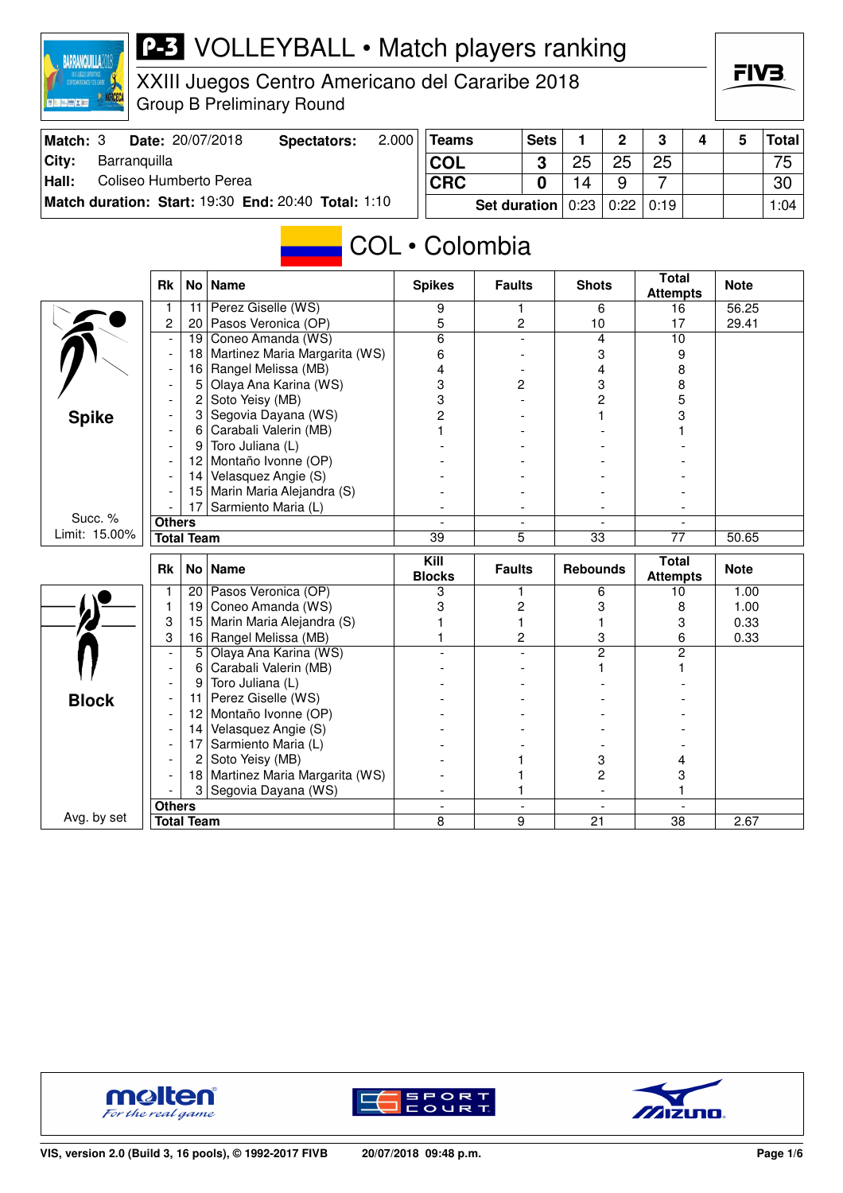# P-3 VOLLEYBALL • Match players ranking

XXIII Juegos Centro Americano del Cararibe 2018
Group B Preliminary Round

| Match: 3 | Date: 20/07/2018 | Spectators: 2.000 |
|---|---|---|
| City: Barranquilla | | |
| Hall: Coliseo Humberto Perea | | |
| Match duration: Start: 19:30 | End: 20:40 | Total: 1:10 |

| Teams | Sets | 1 | 2 | 3 | 4 | 5 | Total |
|---|---|---|---|---|---|---|---|
| COL | 3 | 25 | 25 | 25 | | | 75 |
| CRC | 0 | 14 | 9 | 7 | | | 30 |
| | Set duration | 0:23 | 0:22 | 0:19 | | | 1:04 |

## COL • Colombia

### Spike

Succ. % Limit: 15.00%

| Rk | No | Name | Spikes | Faults | Shots | Total Attempts | Note |
|---|---|---|---|---|---|---|---|
| 1 | 11 | Perez Giselle (WS) | 9 | 1 | 6 | 16 | 56.25 |
| 2 | 20 | Pasos Veronica (OP) | 5 | 2 | 10 | 17 | 29.41 |
| - | 19 | Coneo Amanda (WS) | 6 | - | 4 | 10 | |
| - | 18 | Martinez Maria Margarita (WS) | 6 | - | 3 | 9 | |
| - | 16 | Rangel Melissa (MB) | 4 | - | 4 | 8 | |
| - | 5 | Olaya Ana Karina (WS) | 3 | 2 | 3 | 8 | |
| - | 2 | Soto Yeisy (MB) | 3 | - | 2 | 5 | |
| - | 3 | Segovia Dayana (WS) | 2 | - | 1 | 3 | |
| - | 6 | Carabali Valerin (MB) | 1 | - | - | 1 | |
| - | 9 | Toro Juliana (L) | - | - | - | - | |
| - | 12 | Montaño Ivonne (OP) | - | - | - | - | |
| - | 14 | Velasquez Angie (S) | - | - | - | - | |
| - | 15 | Marin Maria Alejandra (S) | - | - | - | - | |
| - | 17 | Sarmiento Maria (L) | - | - | - | - | |
| Others | | | - | - | - | - | |
| Total Team | | | 39 | 5 | 33 | 77 | 50.65 |

### Block

Avg. by set

| Rk | No | Name | Kill Blocks | Faults | Rebounds | Total Attempts | Note |
|---|---|---|---|---|---|---|---|
| 1 | 20 | Pasos Veronica (OP) | 3 | 1 | 6 | 10 | 1.00 |
| 1 | 19 | Coneo Amanda (WS) | 3 | 2 | 3 | 8 | 1.00 |
| 3 | 15 | Marin Maria Alejandra (S) | 1 | 1 | 1 | 3 | 0.33 |
| 3 | 16 | Rangel Melissa (MB) | 1 | 2 | 3 | 6 | 0.33 |
| - | 5 | Olaya Ana Karina (WS) | - | - | 2 | 2 | |
| - | 6 | Carabali Valerin (MB) | - | - | 1 | 1 | |
| - | 9 | Toro Juliana (L) | - | - | - | - | |
| - | 11 | Perez Giselle (WS) | - | - | - | - | |
| - | 12 | Montaño Ivonne (OP) | - | - | - | - | |
| - | 14 | Velasquez Angie (S) | - | - | - | - | |
| - | 17 | Sarmiento Maria (L) | - | - | - | - | |
| - | 2 | Soto Yeisy (MB) | - | 1 | 3 | 4 | |
| - | 18 | Martinez Maria Margarita (WS) | - | 1 | 2 | 3 | |
| - | 3 | Segovia Dayana (WS) | - | 1 | - | 1 | |
| Others | | | - | - | - | - | |
| Total Team | | | 8 | 9 | 21 | 38 | 2.67 |

VIS, version 2.0 (Build 3, 16 pools), © 1992-2017 FIVB — 20/07/2018 09:48 p.m.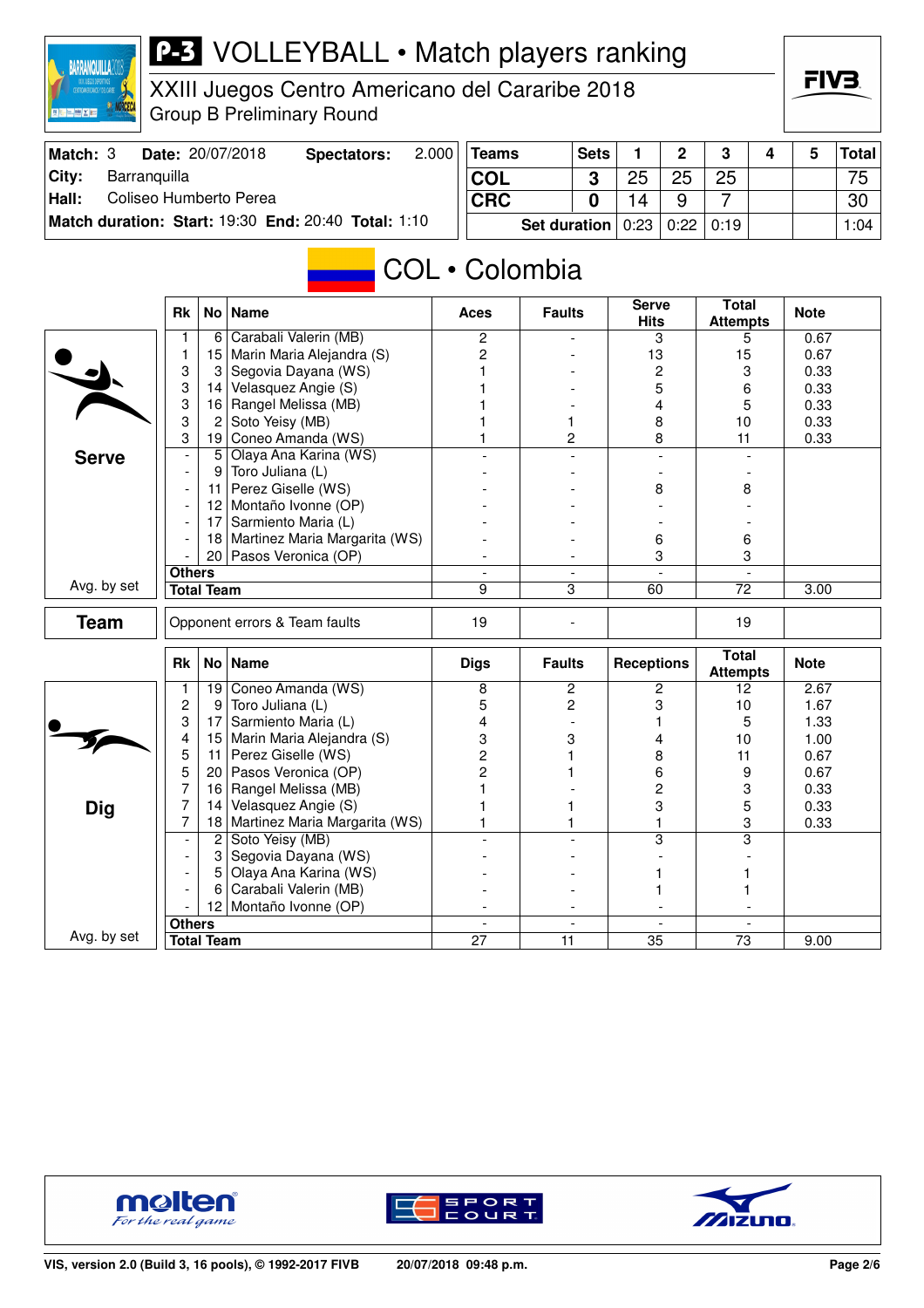# P-3 VOLLEYBALL • Match players ranking

XXIII Juegos Centro Americano del Cararibe 2018
Group B Preliminary Round

| Match: 3 | Date: 20/07/2018 | Spectators: 2.000 |
|---|---|---|
| City: Barranquilla | | |
| Hall: Coliseo Humberto Perea | | |
| Match duration: Start: 19:30 | End: 20:40 | Total: 1:10 |

| Teams | Sets | 1 | 2 | 3 | 4 | 5 | Total |
|---|---|---|---|---|---|---|---|
| COL | 3 | 25 | 25 | 25 | | | 75 |
| CRC | 0 | 14 | 9 | 7 | | | 30 |
| Set duration | | 0:23 | 0:22 | 0:19 | | | 1:04 |

## COL • Colombia

### Serve

| Rk | No | Name | Aces | Faults | Serve Hits | Total Attempts | Note |
|---|---|---|---|---|---|---|---|
| 1 | 6 | Carabali Valerin (MB) | 2 | - | 3 | 5 | 0.67 |
| 1 | 15 | Marin Maria Alejandra (S) | 2 | - | 13 | 15 | 0.67 |
| 3 | 3 | Segovia Dayana (WS) | 1 | - | 2 | 3 | 0.33 |
| 3 | 14 | Velasquez Angie (S) | 1 | - | 5 | 6 | 0.33 |
| 3 | 16 | Rangel Melissa (MB) | 1 | - | 4 | 5 | 0.33 |
| 3 | 2 | Soto Yeisy (MB) | 1 | 1 | 8 | 10 | 0.33 |
| 3 | 19 | Coneo Amanda (WS) | 1 | 2 | 8 | 11 | 0.33 |
| - | 5 | Olaya Ana Karina (WS) | - | - | - | - | |
| - | 9 | Toro Juliana (L) | - | - | - | - | |
| - | 11 | Perez Giselle (WS) | - | - | 8 | 8 | |
| - | 12 | Montaño Ivonne (OP) | - | - | - | - | |
| - | 17 | Sarmiento Maria (L) | - | - | - | - | |
| - | 18 | Martinez Maria Margarita (WS) | - | - | 6 | 6 | |
| - | 20 | Pasos Veronica (OP) | - | - | 3 | 3 | |
| Others | | | - | - | - | - | |
| Total Team | | | 9 | 3 | 60 | 72 | 3.00 (Avg. by set) |

### Team

| | Aces | Faults | Serve Hits | Total Attempts | Note |
|---|---|---|---|---|---|
| Opponent errors & Team faults | 19 | - | | 19 | |

### Dig

| Rk | No | Name | Digs | Faults | Receptions | Total Attempts | Note |
|---|---|---|---|---|---|---|---|
| 1 | 19 | Coneo Amanda (WS) | 8 | 2 | 2 | 12 | 2.67 |
| 2 | 9 | Toro Juliana (L) | 5 | 2 | 3 | 10 | 1.67 |
| 3 | 17 | Sarmiento Maria (L) | 4 | - | 1 | 5 | 1.33 |
| 4 | 15 | Marin Maria Alejandra (S) | 3 | 3 | 4 | 10 | 1.00 |
| 5 | 11 | Perez Giselle (WS) | 2 | 1 | 8 | 11 | 0.67 |
| 5 | 20 | Pasos Veronica (OP) | 2 | 1 | 6 | 9 | 0.67 |
| 7 | 16 | Rangel Melissa (MB) | 1 | - | 2 | 3 | 0.33 |
| 7 | 14 | Velasquez Angie (S) | 1 | 1 | 3 | 5 | 0.33 |
| 7 | 18 | Martinez Maria Margarita (WS) | 1 | 1 | 1 | 3 | 0.33 |
| - | 2 | Soto Yeisy (MB) | - | - | 3 | 3 | |
| - | 3 | Segovia Dayana (WS) | - | - | - | - | |
| - | 5 | Olaya Ana Karina (WS) | - | - | 1 | 1 | |
| - | 6 | Carabali Valerin (MB) | - | - | 1 | 1 | |
| - | 12 | Montaño Ivonne (OP) | - | - | - | - | |
| Others | | | - | - | - | - | |
| Total Team | | | 27 | 11 | 35 | 73 | 9.00 (Avg. by set) |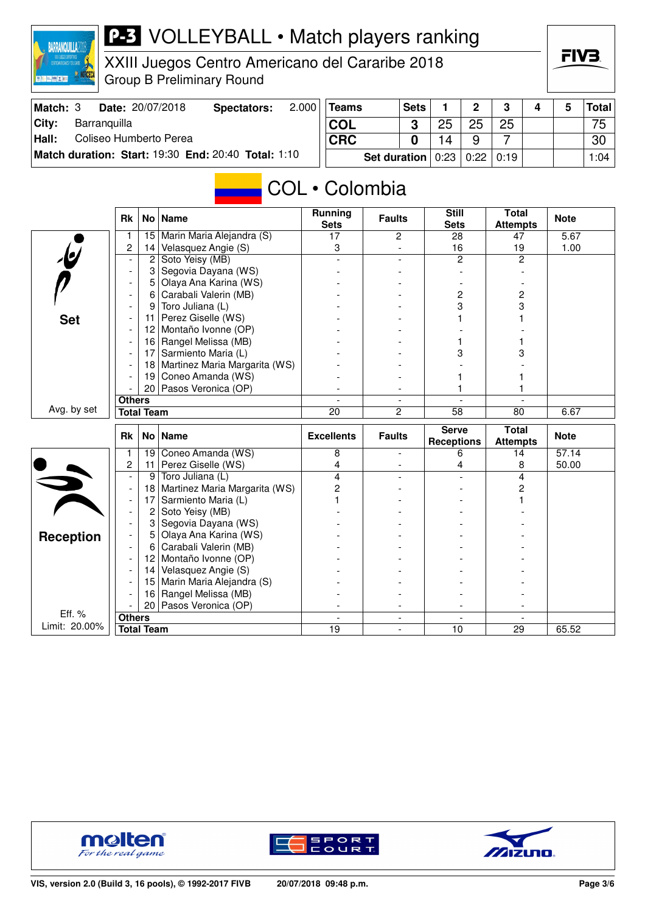# P-3 VOLLEYBALL • Match players ranking

XXIII Juegos Centro Americano del Cararibe 2018
Group B Preliminary Round

| | | | |
|---|---|---|---|
| **Match:** 3 | **Date:** 20/07/2018 | **Spectators:** | 2.000 |
| **City:** | Barranquilla | | |
| **Hall:** | Coliseo Humberto Perea | | |
| **Match duration: Start:** 19:30 | **End:** 20:40 | **Total:** 1:10 | |

| Teams | Sets | 1 | 2 | 3 | 4 | 5 | Total |
|---|---|---|---|---|---|---|---|
| COL | 3 | 25 | 25 | 25 | | | 75 |
| CRC | 0 | 14 | 9 | 7 | | | 30 |
| Set duration | | 0:23 | 0:22 | 0:19 | | | 1:04 |

## COL • Colombia

### Set

| Rk | No | Name | Running Sets | Faults | Still Sets | Total Attempts | Note |
|---|---|---|---|---|---|---|---|
| 1 | 15 | Marin Maria Alejandra (S) | 17 | 2 | 28 | 47 | 5.67 |
| 2 | 14 | Velasquez Angie (S) | 3 | - | 16 | 19 | 1.00 |
| - | 2 | Soto Yeisy (MB) | - | - | 2 | 2 | |
| - | 3 | Segovia Dayana (WS) | - | - | - | - | |
| - | 5 | Olaya Ana Karina (WS) | - | - | - | - | |
| - | 6 | Carabali Valerin (MB) | - | - | 2 | 2 | |
| - | 9 | Toro Juliana (L) | - | - | 3 | 3 | |
| - | 11 | Perez Giselle (WS) | - | - | 1 | 1 | |
| - | 12 | Montaño Ivonne (OP) | - | - | - | - | |
| - | 16 | Rangel Melissa (MB) | - | - | 1 | 1 | |
| - | 17 | Sarmiento Maria (L) | - | - | 3 | 3 | |
| - | 18 | Martinez Maria Margarita (WS) | - | - | - | - | |
| - | 19 | Coneo Amanda (WS) | - | - | 1 | 1 | |
| - | 20 | Pasos Veronica (OP) | - | - | 1 | 1 | |
| Others | | | - | - | - | - | |
| Total Team | | | 20 | 2 | 58 | 80 | 6.67 |

Avg. by set

### Reception

| Rk | No | Name | Excellents | Faults | Serve Receptions | Total Attempts | Note |
|---|---|---|---|---|---|---|---|
| 1 | 19 | Coneo Amanda (WS) | 8 | - | 6 | 14 | 57.14 |
| 2 | 11 | Perez Giselle (WS) | 4 | - | 4 | 8 | 50.00 |
| - | 9 | Toro Juliana (L) | 4 | - | - | 4 | |
| - | 18 | Martinez Maria Margarita (WS) | 2 | - | - | 2 | |
| - | 17 | Sarmiento Maria (L) | 1 | - | - | 1 | |
| - | 2 | Soto Yeisy (MB) | - | - | - | - | |
| - | 3 | Segovia Dayana (WS) | - | - | - | - | |
| - | 5 | Olaya Ana Karina (WS) | - | - | - | - | |
| - | 6 | Carabali Valerin (MB) | - | - | - | - | |
| - | 12 | Montaño Ivonne (OP) | - | - | - | - | |
| - | 14 | Velasquez Angie (S) | - | - | - | - | |
| - | 15 | Marin Maria Alejandra (S) | - | - | - | - | |
| - | 16 | Rangel Melissa (MB) | - | - | - | - | |
| - | 20 | Pasos Veronica (OP) | - | - | - | - | |
| Others | | | - | - | - | - | |
| Total Team | | | 19 | - | 10 | 29 | 65.52 |

Eff. %
Limit: 20.00%

VIS, version 2.0 (Build 3, 16 pools), © 1992-2017 FIVB — 20/07/2018 09:48 p.m.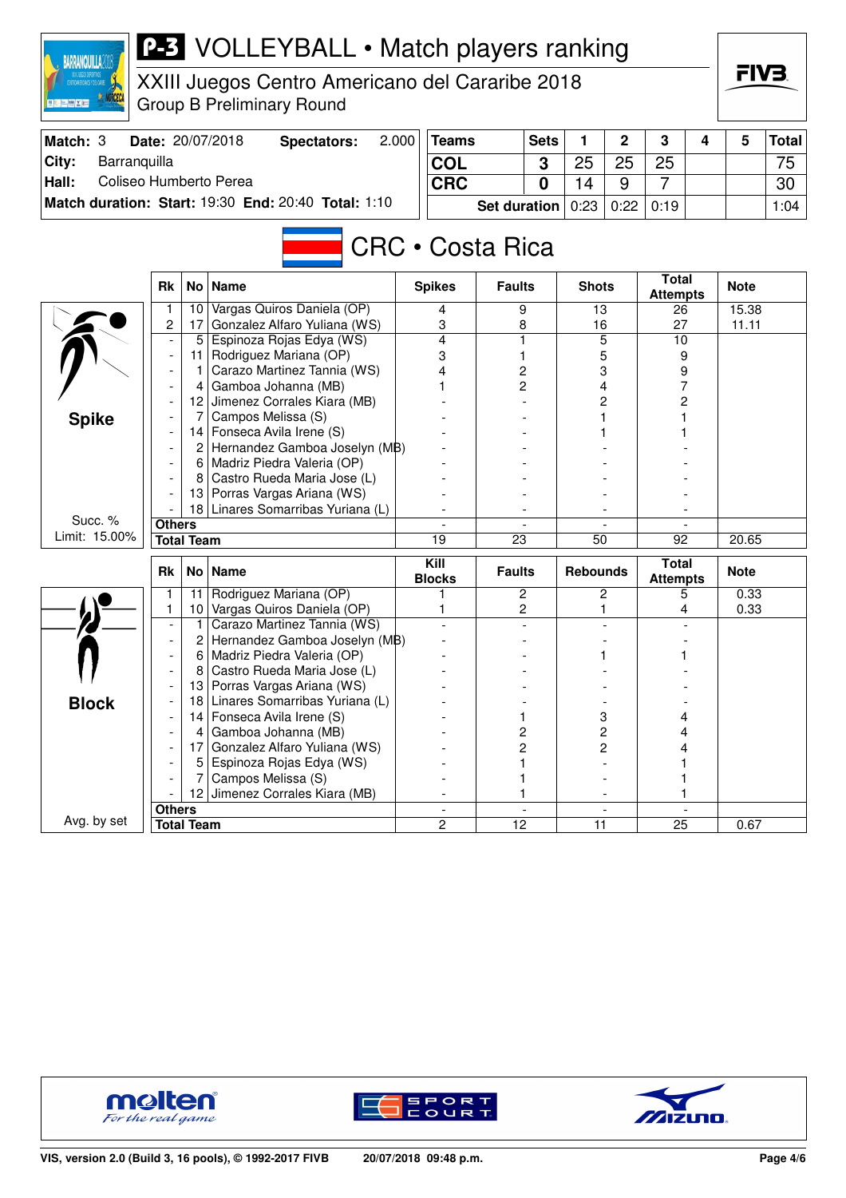# P-3 VOLLEYBALL • Match players ranking

XXIII Juegos Centro Americano del Cararibe 2018
Group B Preliminary Round

| Match: 3 | Date: 20/07/2018 | Spectators: | 2.000 |
|---|---|---|---|
| City: | Barranquilla | | |
| Hall: | Coliseo Humberto Perea | | |
| Match duration: | Start: 19:30 | End: 20:40 | Total: 1:10 |

| Teams | Sets | 1 | 2 | 3 | 4 | 5 | Total |
|---|---|---|---|---|---|---|---|
| COL | 3 | 25 | 25 | 25 | | | 75 |
| CRC | 0 | 14 | 9 | 7 | | | 30 |
| Set duration | | 0:23 | 0:22 | 0:19 | | | 1:04 |

## CRC • Costa Rica

### Spike

Succ. % Limit: 15.00%

| Rk | No | Name | Spikes | Faults | Shots | Total Attempts | Note |
|---|---|---|---|---|---|---|---|
| 1 | 10 | Vargas Quiros Daniela (OP) | 4 | 9 | 13 | 26 | 15.38 |
| 2 | 17 | Gonzalez Alfaro Yuliana (WS) | 3 | 8 | 16 | 27 | 11.11 |
| - | 5 | Espinoza Rojas Edya (WS) | 4 | 1 | 5 | 10 | |
| - | 11 | Rodriguez Mariana (OP) | 3 | 1 | 5 | 9 | |
| - | 1 | Carazo Martinez Tannia (WS) | 4 | 2 | 3 | 9 | |
| - | 4 | Gamboa Johanna (MB) | 1 | 2 | 4 | 7 | |
| - | 12 | Jimenez Corrales Kiara (MB) | - | - | 2 | 2 | |
| - | 7 | Campos Melissa (S) | - | - | 1 | 1 | |
| - | 14 | Fonseca Avila Irene (S) | - | - | 1 | 1 | |
| - | 2 | Hernandez Gamboa Joselyn (MB) | - | - | - | - | |
| - | 6 | Madriz Piedra Valeria (OP) | - | - | - | - | |
| - | 8 | Castro Rueda Maria Jose (L) | - | - | - | - | |
| - | 13 | Porras Vargas Ariana (WS) | - | - | - | - | |
| - | 18 | Linares Somarribas Yuriana (L) | - | - | - | - | |
| Others | | | - | - | - | - | |
| Total Team | | | 19 | 23 | 50 | 92 | 20.65 |

### Block

Avg. by set

| Rk | No | Name | Kill Blocks | Faults | Rebounds | Total Attempts | Note |
|---|---|---|---|---|---|---|---|
| 1 | 11 | Rodriguez Mariana (OP) | 1 | 2 | 2 | 5 | 0.33 |
| 1 | 10 | Vargas Quiros Daniela (OP) | 1 | 2 | 1 | 4 | 0.33 |
| - | 1 | Carazo Martinez Tannia (WS) | - | - | - | - | |
| - | 2 | Hernandez Gamboa Joselyn (MB) | - | - | - | - | |
| - | 6 | Madriz Piedra Valeria (OP) | - | - | 1 | 1 | |
| - | 8 | Castro Rueda Maria Jose (L) | - | - | - | - | |
| - | 13 | Porras Vargas Ariana (WS) | - | - | - | - | |
| - | 18 | Linares Somarribas Yuriana (L) | - | - | - | - | |
| - | 14 | Fonseca Avila Irene (S) | - | 1 | 3 | 4 | |
| - | 4 | Gamboa Johanna (MB) | - | 2 | 2 | 4 | |
| - | 17 | Gonzalez Alfaro Yuliana (WS) | - | 2 | 2 | 4 | |
| - | 5 | Espinoza Rojas Edya (WS) | - | 1 | - | 1 | |
| - | 7 | Campos Melissa (S) | - | 1 | - | 1 | |
| - | 12 | Jimenez Corrales Kiara (MB) | - | 1 | - | 1 | |
| Others | | | - | - | - | - | |
| Total Team | | | 2 | 12 | 11 | 25 | 0.67 |

VIS, version 2.0 (Build 3, 16 pools), © 1992-2017 FIVB — 20/07/2018 09:48 p.m.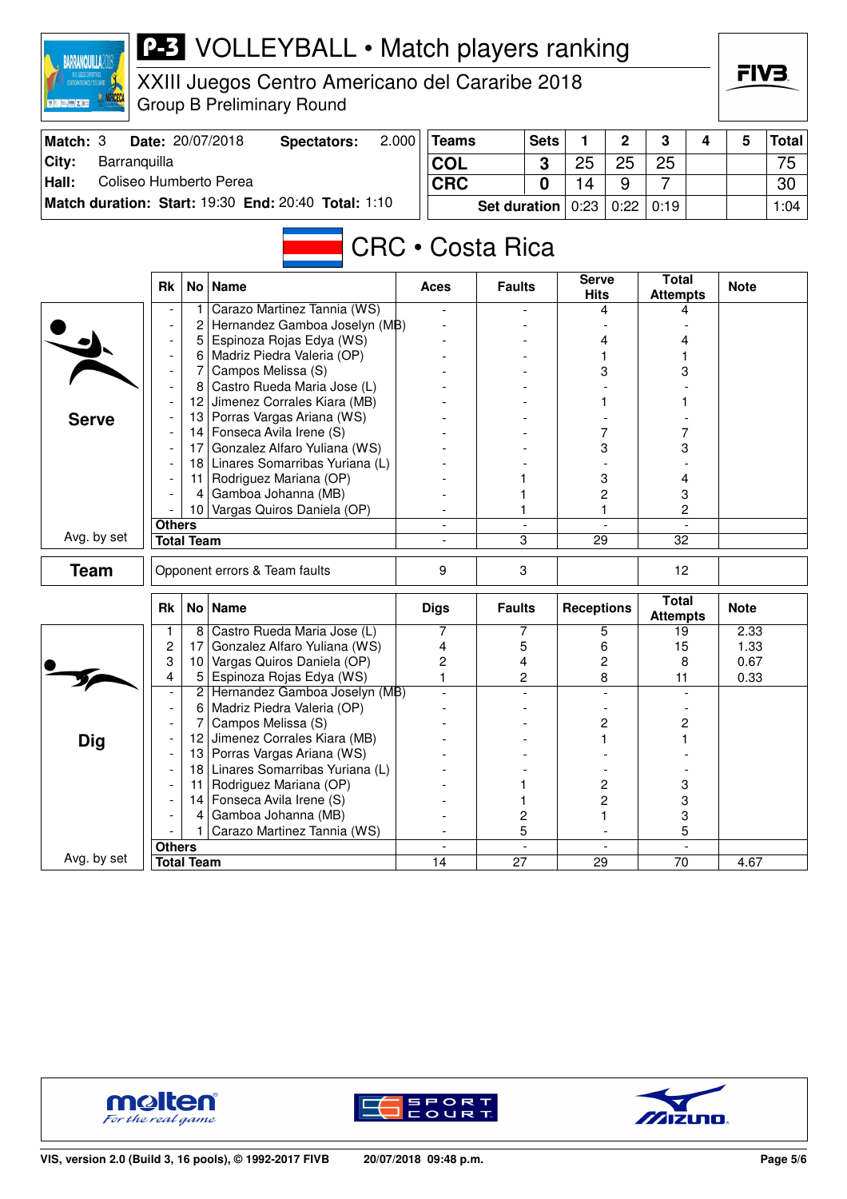# P-3 VOLLEYBALL • Match players ranking

XXIII Juegos Centro Americano del Cararibe 2018
Group B Preliminary Round

| Match: 3 | Date: 20/07/2018 | Spectators: 2.000 |
|---|---|---|
| City: Barranquilla | | |
| Hall: Coliseo Humberto Perea | | |
| Match duration: Start: 19:30 End: 20:40 Total: 1:10 | | |

| Teams | Sets | 1 | 2 | 3 | 4 | 5 | Total |
|---|---|---|---|---|---|---|---|
| COL | 3 | 25 | 25 | 25 | | | 75 |
| CRC | 0 | 14 | 9 | 7 | | | 30 |
| Set duration | | 0:23 | 0:22 | 0:19 | | | 1:04 |

## CRC • Costa Rica

### Serve

| Rk | No | Name | Aces | Faults | Serve Hits | Total Attempts | Note |
|---|---|---|---|---|---|---|---|
| - | 1 | Carazo Martinez Tannia (WS) | - | - | 4 | 4 | |
| - | 2 | Hernandez Gamboa Joselyn (MB) | - | - | - | - | |
| - | 5 | Espinoza Rojas Edya (WS) | - | - | 4 | 4 | |
| - | 6 | Madriz Piedra Valeria (OP) | - | - | 1 | 1 | |
| - | 7 | Campos Melissa (S) | - | - | 3 | 3 | |
| - | 8 | Castro Rueda Maria Jose (L) | - | - | - | - | |
| - | 12 | Jimenez Corrales Kiara (MB) | - | - | 1 | 1 | |
| - | 13 | Porras Vargas Ariana (WS) | - | - | - | - | |
| - | 14 | Fonseca Avila Irene (S) | - | - | 7 | 7 | |
| - | 17 | Gonzalez Alfaro Yuliana (WS) | - | - | 3 | 3 | |
| - | 18 | Linares Somarribas Yuriana (L) | - | - | - | - | |
| - | 11 | Rodriguez Mariana (OP) | - | 1 | 3 | 4 | |
| - | 4 | Gamboa Johanna (MB) | - | 1 | 2 | 3 | |
| - | 10 | Vargas Quiros Daniela (OP) | - | 1 | 1 | 2 | |
| Others | | | - | - | - | - | |
| Total Team (Avg. by set) | | | - | 3 | 29 | 32 | |

### Team

| | Aces | Faults | Serve Hits | Total Attempts | Note |
|---|---|---|---|---|---|
| Opponent errors & Team faults | 9 | 3 | | 12 | |

### Dig

| Rk | No | Name | Digs | Faults | Receptions | Total Attempts | Note |
|---|---|---|---|---|---|---|---|
| 1 | 8 | Castro Rueda Maria Jose (L) | 7 | 7 | 5 | 19 | 2.33 |
| 2 | 17 | Gonzalez Alfaro Yuliana (WS) | 4 | 5 | 6 | 15 | 1.33 |
| 3 | 10 | Vargas Quiros Daniela (OP) | 2 | 4 | 2 | 8 | 0.67 |
| 4 | 5 | Espinoza Rojas Edya (WS) | 1 | 2 | 8 | 11 | 0.33 |
| - | 2 | Hernandez Gamboa Joselyn (MB) | - | - | - | - | |
| - | 6 | Madriz Piedra Valeria (OP) | - | - | - | - | |
| - | 7 | Campos Melissa (S) | - | - | 2 | 2 | |
| - | 12 | Jimenez Corrales Kiara (MB) | - | - | 1 | 1 | |
| - | 13 | Porras Vargas Ariana (WS) | - | - | - | - | |
| - | 18 | Linares Somarribas Yuriana (L) | - | - | - | - | |
| - | 11 | Rodriguez Mariana (OP) | - | 1 | 2 | 3 | |
| - | 14 | Fonseca Avila Irene (S) | - | 1 | 2 | 3 | |
| - | 4 | Gamboa Johanna (MB) | - | 2 | 1 | 3 | |
| - | 1 | Carazo Martinez Tannia (WS) | - | 5 | - | 5 | |
| Others | | | - | - | - | - | |
| Total Team (Avg. by set) | | | 14 | 27 | 29 | 70 | 4.67 |

VIS, version 2.0 (Build 3, 16 pools), © 1992-2017 FIVB — 20/07/2018 09:48 p.m.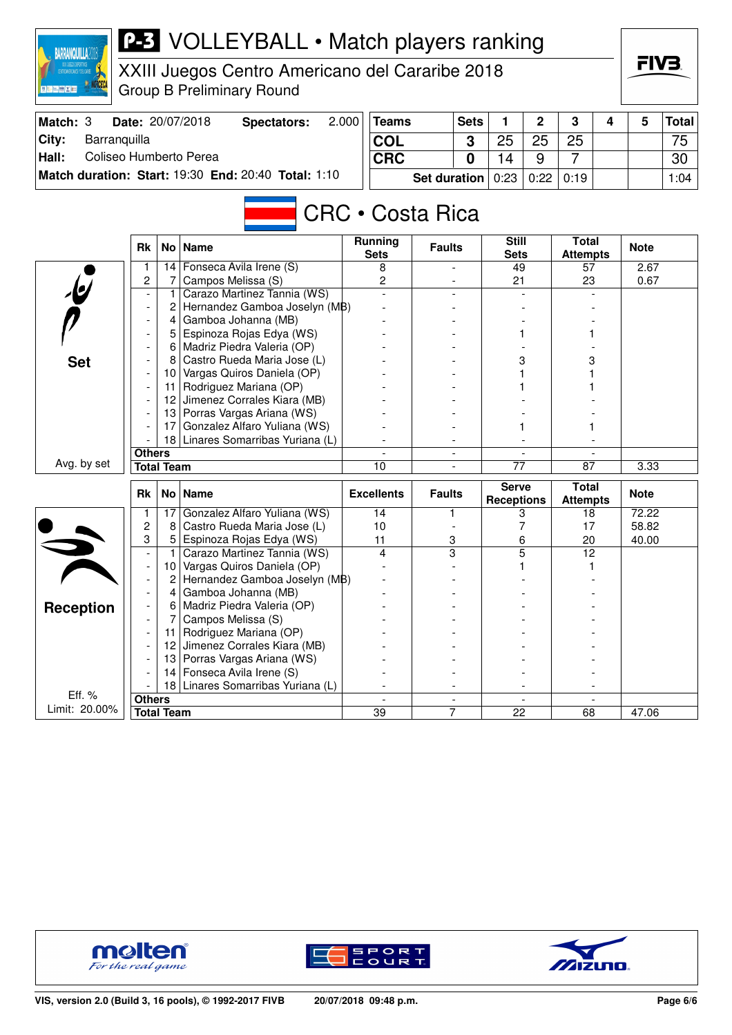# P-3 VOLLEYBALL • Match players ranking

XXIII Juegos Centro Americano del Cararibe 2018
Group B Preliminary Round

| | | | |
|---|---|---|---|
| **Match:** 3 | **Date:** 20/07/2018 | **Spectators:** | 2.000 |
| **City:** | Barranquilla | | |
| **Hall:** | Coliseo Humberto Perea | | |
| **Match duration: Start:** 19:30 | **End:** 20:40 | **Total:** 1:10 | |

| Teams | Sets | 1 | 2 | 3 | 4 | 5 | Total |
|---|---|---|---|---|---|---|---|
| COL | 3 | 25 | 25 | 25 | | | 75 |
| CRC | 0 | 14 | 9 | 7 | | | 30 |
| Set duration | | 0:23 | 0:22 | 0:19 | | | 1:04 |

## CRC • Costa Rica

### Set

| Rk | No | Name | Running Sets | Faults | Still Sets | Total Attempts | Note |
|---|---|---|---|---|---|---|---|
| 1 | 14 | Fonseca Avila Irene (S) | 8 | - | 49 | 57 | 2.67 |
| 2 | 7 | Campos Melissa (S) | 2 | - | 21 | 23 | 0.67 |
| - | 1 | Carazo Martinez Tannia (WS) | - | - | - | - | |
| - | 2 | Hernandez Gamboa Joselyn (MB) | - | - | - | - | |
| - | 4 | Gamboa Johanna (MB) | - | - | - | - | |
| - | 5 | Espinoza Rojas Edya (WS) | - | - | 1 | 1 | |
| - | 6 | Madriz Piedra Valeria (OP) | - | - | - | - | |
| - | 8 | Castro Rueda Maria Jose (L) | - | - | 3 | 3 | |
| - | 10 | Vargas Quiros Daniela (OP) | - | - | 1 | 1 | |
| - | 11 | Rodriguez Mariana (OP) | - | - | 1 | 1 | |
| - | 12 | Jimenez Corrales Kiara (MB) | - | - | - | - | |
| - | 13 | Porras Vargas Ariana (WS) | - | - | - | - | |
| - | 17 | Gonzalez Alfaro Yuliana (WS) | - | - | 1 | 1 | |
| - | 18 | Linares Somarribas Yuriana (L) | - | - | - | - | |
| **Others** | | | - | - | - | - | |
| **Total Team** | | | 10 | - | 77 | 87 | 3.33 |

Avg. by set

### Reception

| Rk | No | Name | Excellents | Faults | Serve Receptions | Total Attempts | Note |
|---|---|---|---|---|---|---|---|
| 1 | 17 | Gonzalez Alfaro Yuliana (WS) | 14 | 1 | 3 | 18 | 72.22 |
| 2 | 8 | Castro Rueda Maria Jose (L) | 10 | - | 7 | 17 | 58.82 |
| 3 | 5 | Espinoza Rojas Edya (WS) | 11 | 3 | 6 | 20 | 40.00 |
| - | 1 | Carazo Martinez Tannia (WS) | 4 | 3 | 5 | 12 | |
| - | 10 | Vargas Quiros Daniela (OP) | - | - | 1 | 1 | |
| - | 2 | Hernandez Gamboa Joselyn (MB) | - | - | - | - | |
| - | 4 | Gamboa Johanna (MB) | - | - | - | - | |
| - | 6 | Madriz Piedra Valeria (OP) | - | - | - | - | |
| - | 7 | Campos Melissa (S) | - | - | - | - | |
| - | 11 | Rodriguez Mariana (OP) | - | - | - | - | |
| - | 12 | Jimenez Corrales Kiara (MB) | - | - | - | - | |
| - | 13 | Porras Vargas Ariana (WS) | - | - | - | - | |
| - | 14 | Fonseca Avila Irene (S) | - | - | - | - | |
| - | 18 | Linares Somarribas Yuriana (L) | - | - | - | - | |
| **Others** | | | - | - | - | - | |
| **Total Team** | | | 39 | 7 | 22 | 68 | 47.06 |

Eff. %
Limit: 20.00%

VIS, version 2.0 (Build 3, 16 pools), © 1992-2017 FIVB — 20/07/2018 09:48 p.m.